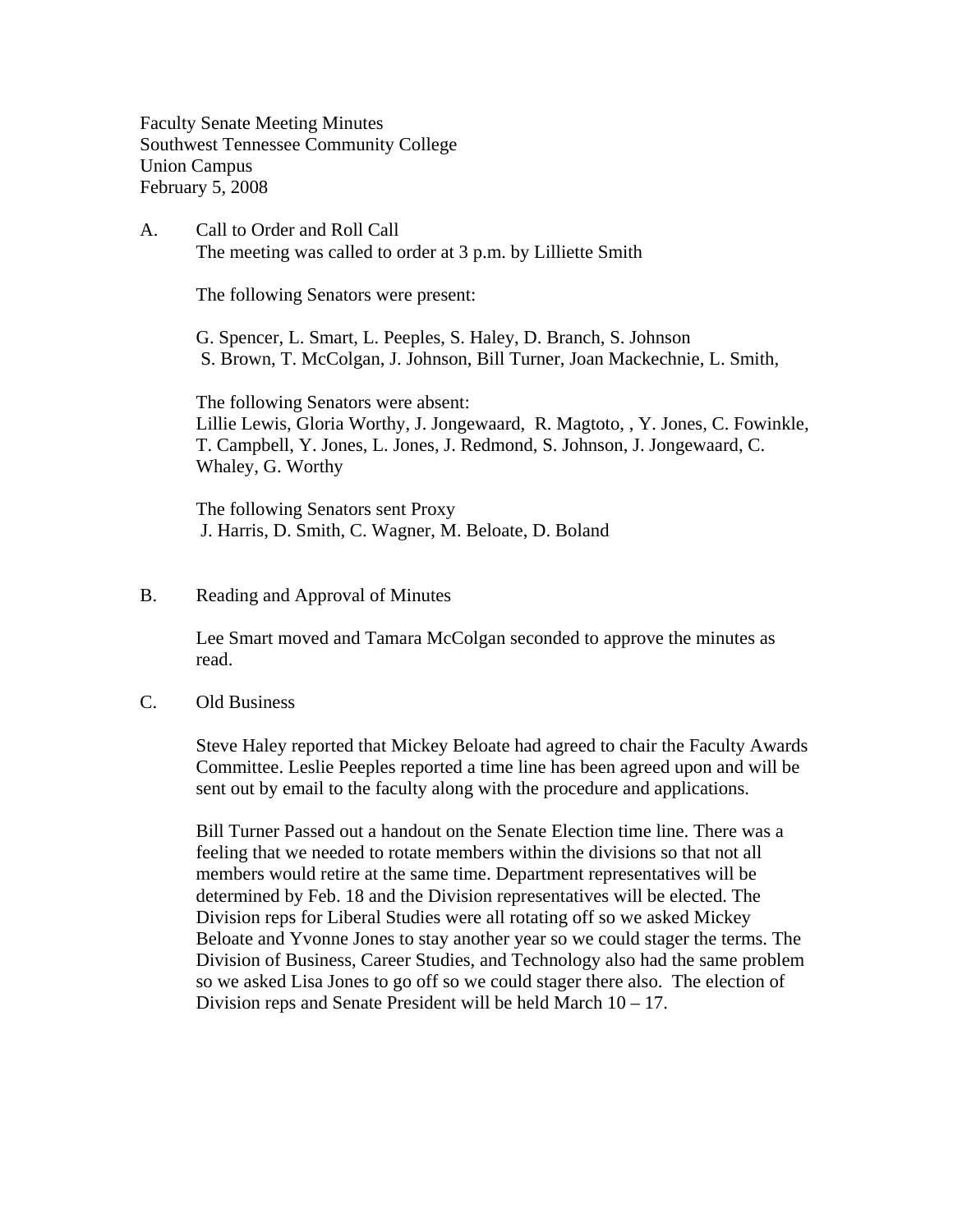Faculty Senate Meeting Minutes
Southwest Tennessee Community College
Union Campus
February 5, 2008

A. Call to Order and Roll Call

The meeting was called to order at 3 p.m. by Lilliette Smith

The following Senators were present:

G. Spencer, L. Smart, L. Peeples, S. Haley, D. Branch, S. Johnson
S. Brown, T. McColgan, J. Johnson, Bill Turner, Joan Mackechnie, L. Smith,

The following Senators were absent:
Lillie Lewis, Gloria Worthy, J. Jongewaard, R. Magtoto, , Y. Jones, C. Fowinkle, T. Campbell, Y. Jones, L. Jones, J. Redmond, S. Johnson, J. Jongewaard, C. Whaley, G. Worthy

The following Senators sent Proxy
J. Harris, D. Smith, C. Wagner, M. Beloate, D. Boland

B. Reading and Approval of Minutes

Lee Smart moved and Tamara McColgan seconded to approve the minutes as read.

C. Old Business

Steve Haley reported that Mickey Beloate had agreed to chair the Faculty Awards Committee. Leslie Peeples reported a time line has been agreed upon and will be sent out by email to the faculty along with the procedure and applications.

Bill Turner Passed out a handout on the Senate Election time line. There was a feeling that we needed to rotate members within the divisions so that not all members would retire at the same time. Department representatives will be determined by Feb. 18 and the Division representatives will be elected. The Division reps for Liberal Studies were all rotating off so we asked Mickey Beloate and Yvonne Jones to stay another year so we could stager the terms. The Division of Business, Career Studies, and Technology also had the same problem so we asked Lisa Jones to go off so we could stager there also. The election of Division reps and Senate President will be held March 10 – 17.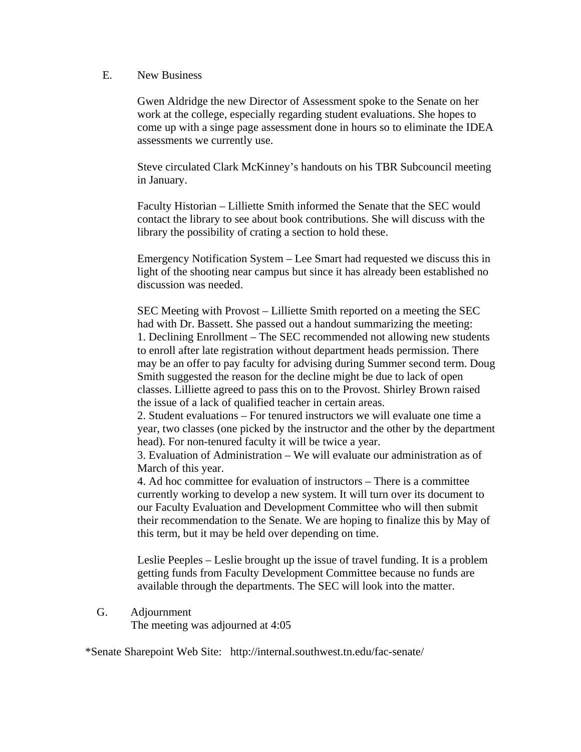E. New Business

Gwen Aldridge the new Director of Assessment spoke to the Senate on her work at the college, especially regarding student evaluations. She hopes to come up with a singe page assessment done in hours so to eliminate the IDEA assessments we currently use.

Steve circulated Clark McKinney's handouts on his TBR Subcouncil meeting in January.

Faculty Historian – Lilliette Smith informed the Senate that the SEC would contact the library to see about book contributions. She will discuss with the library the possibility of crating a section to hold these.

Emergency Notification System – Lee Smart had requested we discuss this in light of the shooting near campus but since it has already been established no discussion was needed.

SEC Meeting with Provost – Lilliette Smith reported on a meeting the SEC had with Dr. Bassett. She passed out a handout summarizing the meeting:

1. Declining Enrollment – The SEC recommended not allowing new students to enroll after late registration without department heads permission. There may be an offer to pay faculty for advising during Summer second term. Doug Smith suggested the reason for the decline might be due to lack of open classes. Lilliette agreed to pass this on to the Provost. Shirley Brown raised the issue of a lack of qualified teacher in certain areas.
2. Student evaluations – For tenured instructors we will evaluate one time a year, two classes (one picked by the instructor and the other by the department head). For non-tenured faculty it will be twice a year.
3. Evaluation of Administration – We will evaluate our administration as of March of this year.
4. Ad hoc committee for evaluation of instructors – There is a committee currently working to develop a new system. It will turn over its document to our Faculty Evaluation and Development Committee who will then submit their recommendation to the Senate. We are hoping to finalize this by May of this term, but it may be held over depending on time.

Leslie Peeples – Leslie brought up the issue of travel funding. It is a problem getting funds from Faculty Development Committee because no funds are available through the departments. The SEC will look into the matter.

G. Adjournment
The meeting was adjourned at 4:05

*Senate Sharepoint Web Site: http://internal.southwest.tn.edu/fac-senate/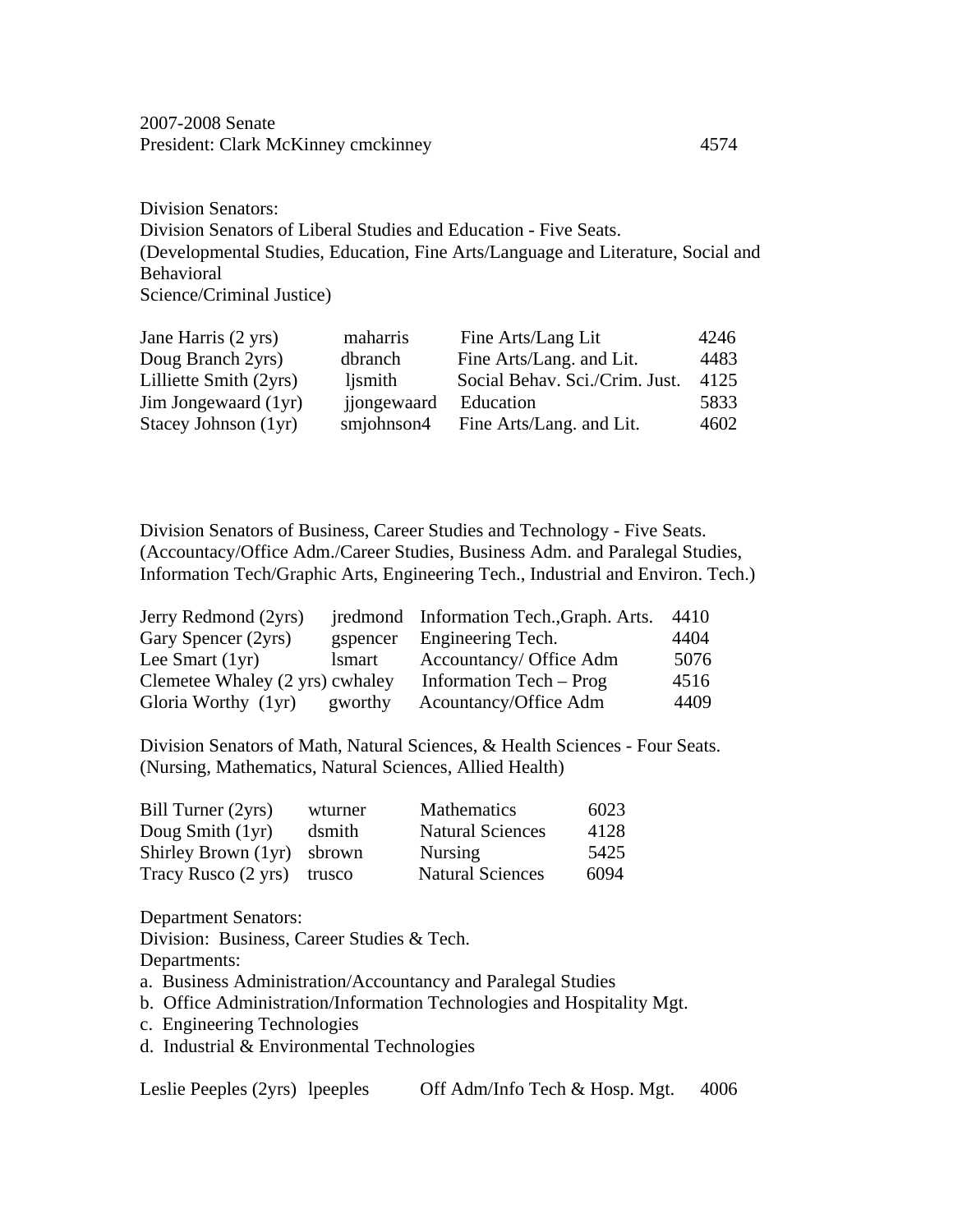2007-2008 Senate

President: Clark McKinney cmckinney 4574

Division Senators:

Division Senators of Liberal Studies and Education - Five Seats.
(Developmental Studies, Education, Fine Arts/Language and Literature, Social and Behavioral
Science/Criminal Justice)

| | | | |
|---|---|---|---|
| Jane Harris (2 yrs) | maharris | Fine Arts/Lang Lit | 4246 |
| Doug Branch 2yrs) | dbranch | Fine Arts/Lang. and Lit. | 4483 |
| Lilliette Smith (2yrs) | ljsmith | Social Behav. Sci./Crim. Just. | 4125 |
| Jim Jongewaard (1yr) | jjongewaard | Education | 5833 |
| Stacey Johnson (1yr) | smjohnson4 | Fine Arts/Lang. and Lit. | 4602 |

Division Senators of Business, Career Studies and Technology - Five Seats.
(Accountancy/Office Adm./Career Studies, Business Adm. and Paralegal Studies, Information Tech/Graphic Arts, Engineering Tech., Industrial and Environ. Tech.)

| | | | |
|---|---|---|---|
| Jerry Redmond (2yrs) | jredmond | Information Tech.,Graph. Arts. | 4410 |
| Gary Spencer (2yrs) | gspencer | Engineering Tech. | 4404 |
| Lee Smart (1yr) | lsmart | Accountancy/ Office Adm | 5076 |
| Clemetee Whaley (2 yrs) | cwhaley | Information Tech – Prog | 4516 |
| Gloria Worthy (1yr) | gworthy | Acountancy/Office Adm | 4409 |

Division Senators of Math, Natural Sciences, & Health Sciences - Four Seats.
(Nursing, Mathematics, Natural Sciences, Allied Health)

| | | | |
|---|---|---|---|
| Bill Turner (2yrs) | wturner | Mathematics | 6023 |
| Doug Smith (1yr) | dsmith | Natural Sciences | 4128 |
| Shirley Brown (1yr) | sbrown | Nursing | 5425 |
| Tracy Rusco (2 yrs) | trusco | Natural Sciences | 6094 |

Department Senators:

Division: Business, Career Studies & Tech.

Departments:

a. Business Administration/Accountancy and Paralegal Studies
b. Office Administration/Information Technologies and Hospitality Mgt.
c. Engineering Technologies
d. Industrial & Environmental Technologies

| | | | |
|---|---|---|---|
| Leslie Peeples (2yrs) | lpeeples | Off Adm/Info Tech & Hosp. Mgt. | 4006 |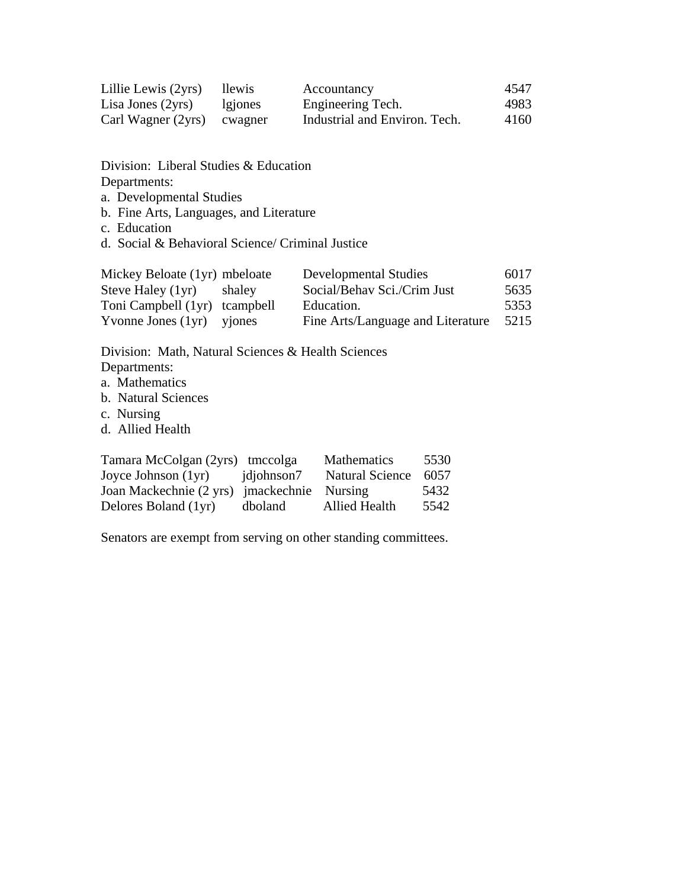| | | | |
|---|---|---|---|
| Lillie Lewis (2yrs) | llewis | Accountancy | 4547 |
| Lisa Jones (2yrs) | lgjones | Engineering Tech. | 4983 |
| Carl Wagner (2yrs) | cwagner | Industrial and Environ. Tech. | 4160 |

Division: Liberal Studies & Education

Departments:

a. Developmental Studies
b. Fine Arts, Languages, and Literature
c. Education
d. Social & Behavioral Science/ Criminal Justice

| | | | |
|---|---|---|---|
| Mickey Beloate (1yr) | mbeloate | Developmental Studies | 6017 |
| Steve Haley (1yr) | shaley | Social/Behav Sci./Crim Just | 5635 |
| Toni Campbell (1yr) | tcampbell | Education. | 5353 |
| Yvonne Jones (1yr) | yjones | Fine Arts/Language and Literature | 5215 |

Division: Math, Natural Sciences & Health Sciences

Departments:

a. Mathematics
b. Natural Sciences
c. Nursing
d. Allied Health

| | | | |
|---|---|---|---|
| Tamara McColgan (2yrs) | tmccolga | Mathematics | 5530 |
| Joyce Johnson (1yr) | jdjohnson7 | Natural Science | 6057 |
| Joan Mackechnie (2 yrs) | jmackechnie | Nursing | 5432 |
| Delores Boland (1yr) | dboland | Allied Health | 5542 |

Senators are exempt from serving on other standing committees.